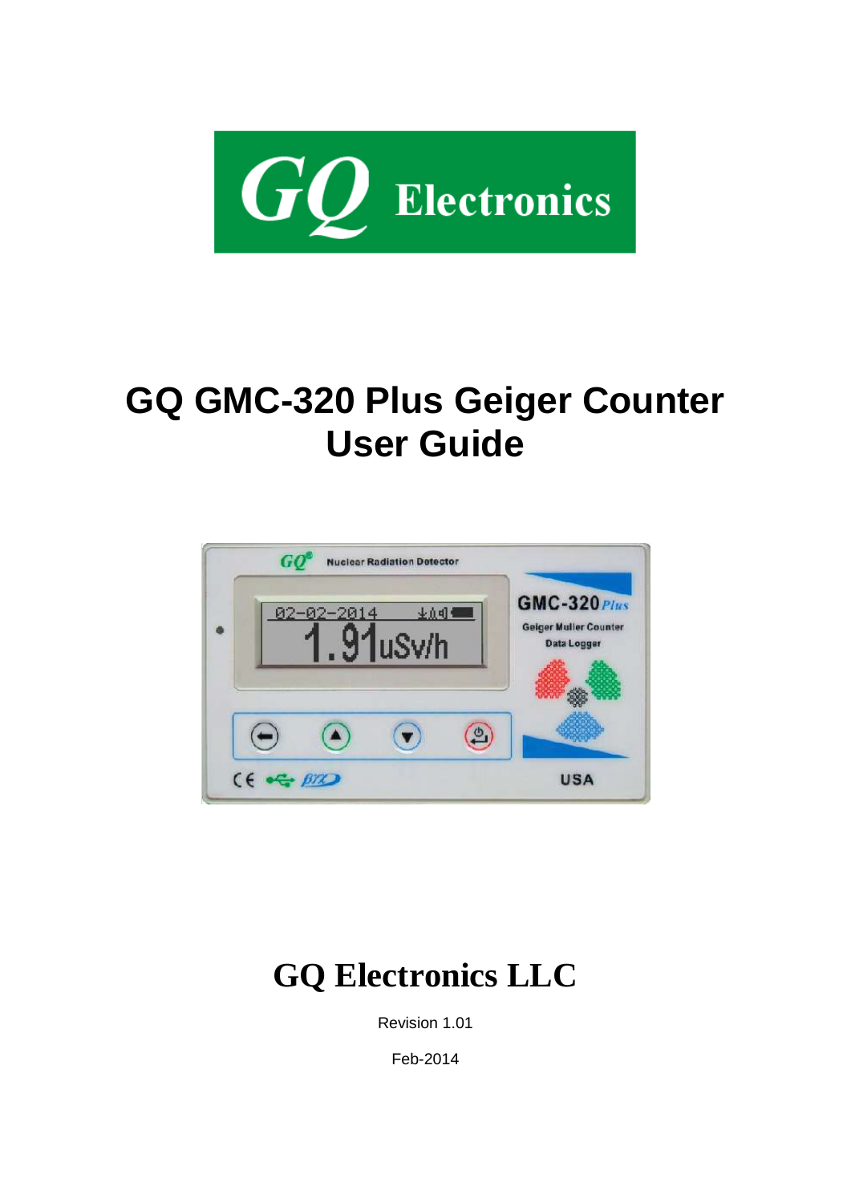GQ Electronics

# GQ GMC-320 Plus Geiger Counter User Guide

## GQ Electronics LLC

Revision 1.01

Feb-2014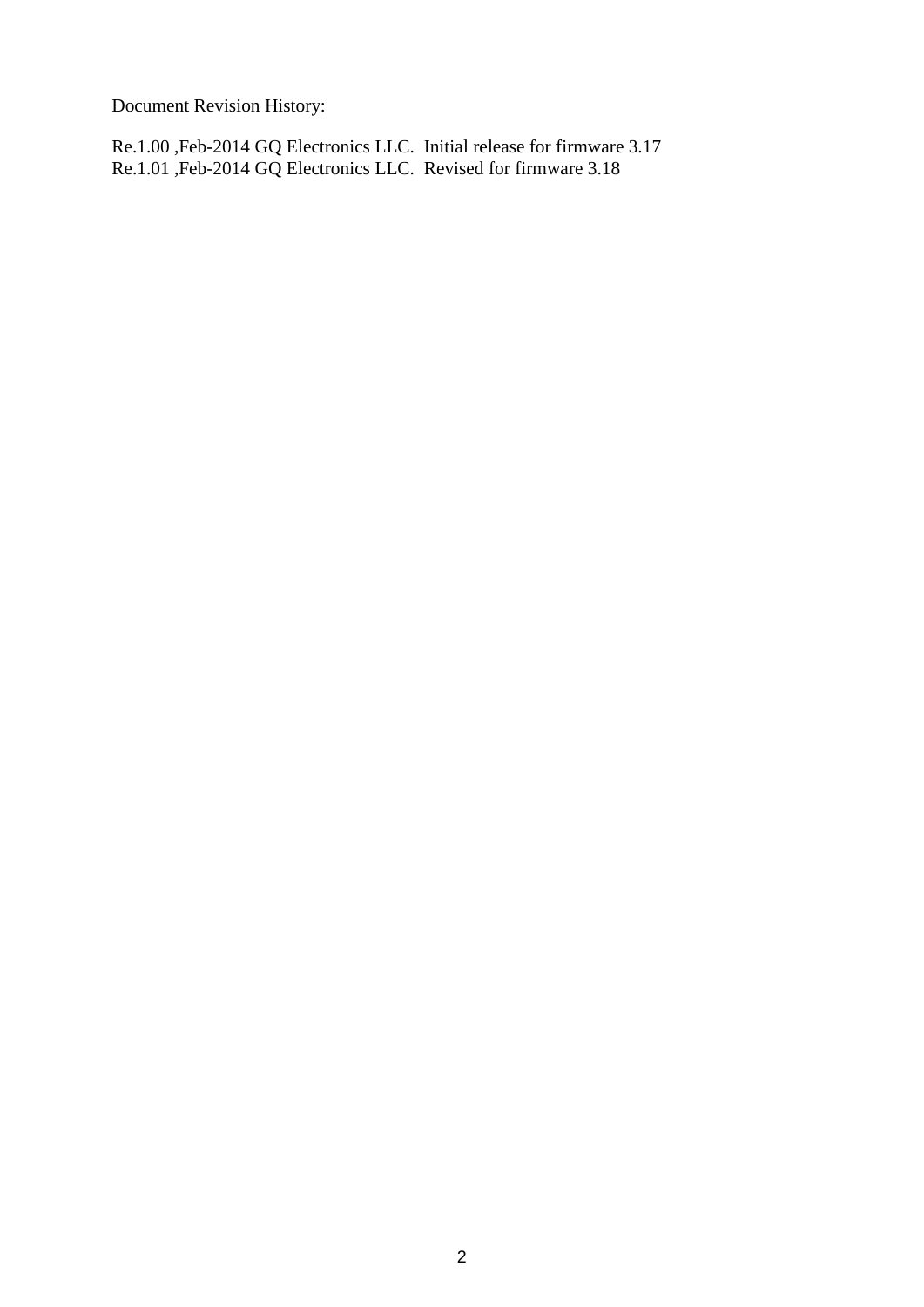Document Revision History:

Re.1.00 ,Feb-2014 GQ Electronics LLC.  Initial release for firmware 3.17
Re.1.01 ,Feb-2014 GQ Electronics LLC.  Revised for firmware 3.18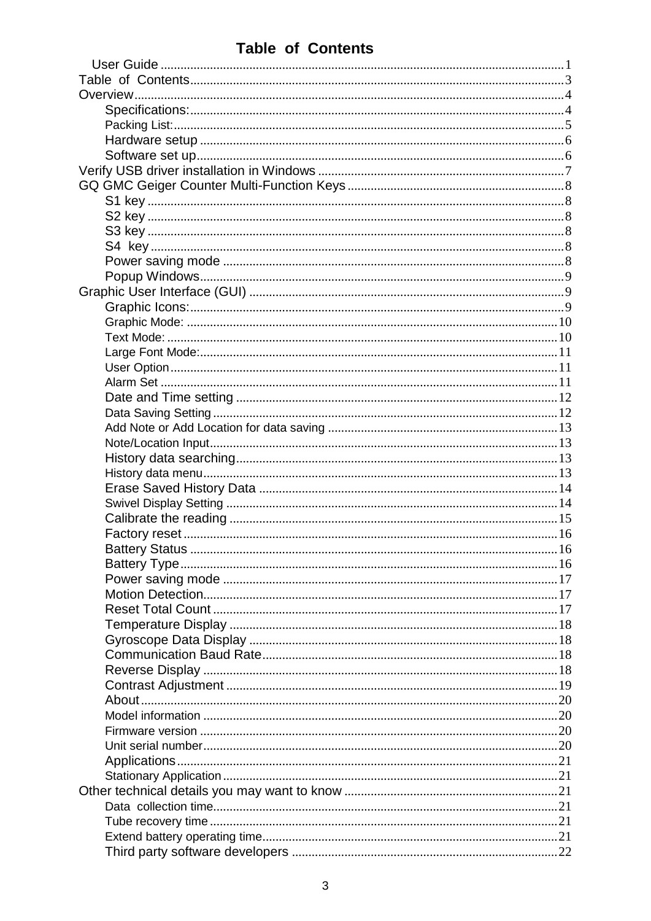# Table of Contents

- User Guide ........ 1
- Table of Contents ........ 3
- Overview ........ 4
  - Specifications: ........ 4
  - Packing List: ........ 5
  - Hardware setup ........ 6
  - Software set up ........ 6
- Verify USB driver installation in Windows ........ 7
- GQ GMC Geiger Counter Multi-Function Keys ........ 8
  - S1 key ........ 8
  - S2 key ........ 8
  - S3 key ........ 8
  - S4 key ........ 8
  - Power saving mode ........ 8
  - Popup Windows ........ 9
- Graphic User Interface (GUI) ........ 9
  - Graphic Icons: ........ 9
  - Graphic Mode: ........ 10
  - Text Mode: ........ 10
  - Large Font Mode: ........ 11
  - User Option ........ 11
  - Alarm Set ........ 11
  - Date and Time setting ........ 12
  - Data Saving Setting ........ 12
  - Add Note or Add Location for data saving ........ 13
  - Note/Location Input ........ 13
  - History data searching ........ 13
  - History data menu ........ 13
  - Erase Saved History Data ........ 14
  - Swivel Display Setting ........ 14
  - Calibrate the reading ........ 15
  - Factory reset ........ 16
  - Battery Status ........ 16
  - Battery Type ........ 16
  - Power saving mode ........ 17
  - Motion Detection ........ 17
  - Reset Total Count ........ 17
  - Temperature Display ........ 18
  - Gyroscope Data Display ........ 18
  - Communication Baud Rate ........ 18
  - Reverse Display ........ 18
  - Contrast Adjustment ........ 19
  - About ........ 20
  - Model information ........ 20
  - Firmware version ........ 20
  - Unit serial number ........ 20
  - Applications ........ 21
  - Stationary Application ........ 21
- Other technical details you may want to know ........ 21
  - Data collection time ........ 21
  - Tube recovery time ........ 21
  - Extend battery operating time ........ 21
  - Third party software developers ........ 22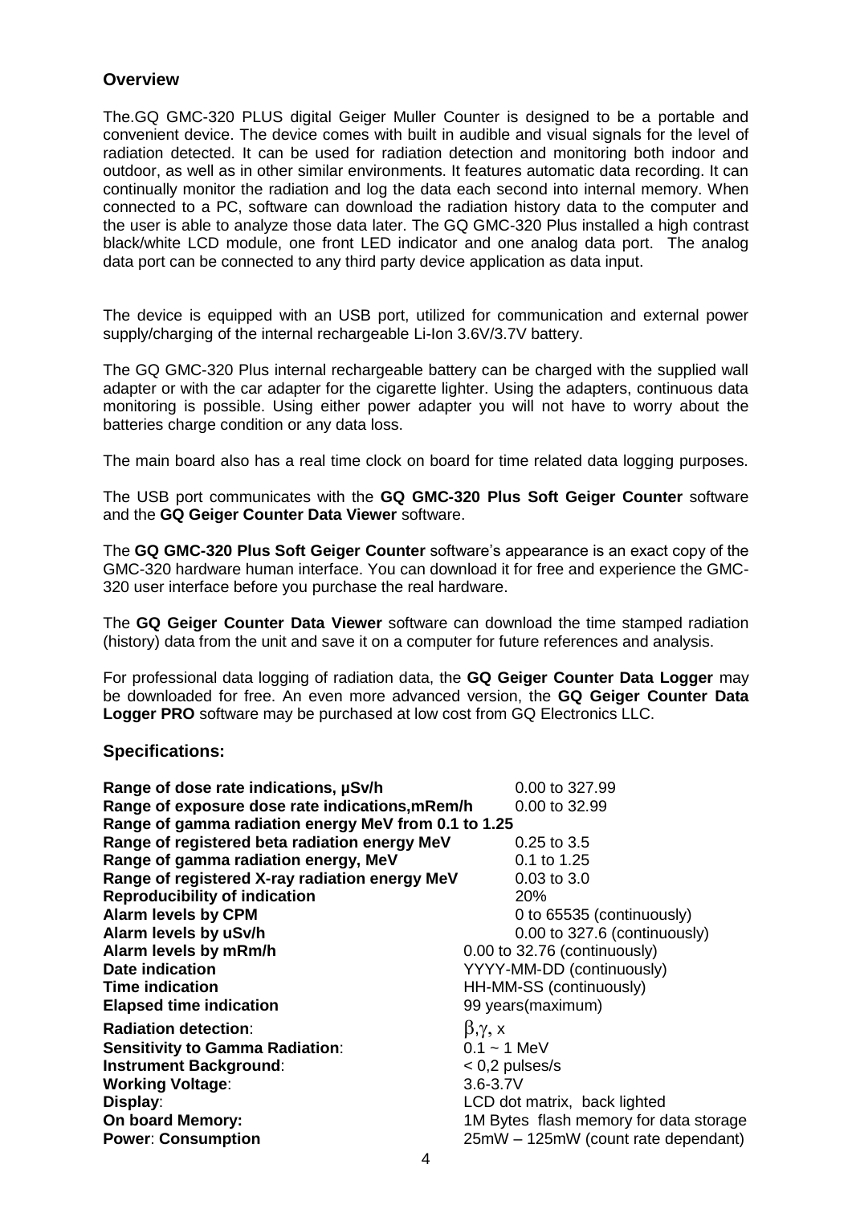## Overview

The.GQ GMC-320 PLUS digital Geiger Muller Counter is designed to be a portable and convenient device. The device comes with built in audible and visual signals for the level of radiation detected. It can be used for radiation detection and monitoring both indoor and outdoor, as well as in other similar environments. It features automatic data recording. It can continually monitor the radiation and log the data each second into internal memory. When connected to a PC, software can download the radiation history data to the computer and the user is able to analyze those data later. The GQ GMC-320 Plus installed a high contrast black/white LCD module, one front LED indicator and one analog data port. The analog data port can be connected to any third party device application as data input.

The device is equipped with an USB port, utilized for communication and external power supply/charging of the internal rechargeable Li-Ion 3.6V/3.7V battery.

The GQ GMC-320 Plus internal rechargeable battery can be charged with the supplied wall adapter or with the car adapter for the cigarette lighter. Using the adapters, continuous data monitoring is possible. Using either power adapter you will not have to worry about the batteries charge condition or any data loss.

The main board also has a real time clock on board for time related data logging purposes.

The USB port communicates with the **GQ GMC-320 Plus Soft Geiger Counter** software and the **GQ Geiger Counter Data Viewer** software.

The **GQ GMC-320 Plus Soft Geiger Counter** software's appearance is an exact copy of the GMC-320 hardware human interface. You can download it for free and experience the GMC-320 user interface before you purchase the real hardware.

The **GQ Geiger Counter Data Viewer** software can download the time stamped radiation (history) data from the unit and save it on a computer for future references and analysis.

For professional data logging of radiation data, the **GQ Geiger Counter Data Logger** may be downloaded for free. An even more advanced version, the **GQ Geiger Counter Data Logger PRO** software may be purchased at low cost from GQ Electronics LLC.

## Specifications:

| | |
|---|---|
| **Range of dose rate indications, µSv/h** | 0.00 to 327.99 |
| **Range of exposure dose rate indications,mRem/h** | 0.00 to 32.99 |
| **Range of gamma radiation energy MeV from 0.1 to 1.25** | |
| **Range of registered beta radiation energy MeV** | 0.25 to 3.5 |
| **Range of gamma radiation energy, MeV** | 0.1 to 1.25 |
| **Range of registered X-ray radiation energy MeV** | 0.03 to 3.0 |
| **Reproducibility of indication** | 20% |
| **Alarm levels by CPM** | 0 to 65535 (continuously) |
| **Alarm levels by uSv/h** | 0.00 to 327.6 (continuously) |
| **Alarm levels by mRm/h** | 0.00 to 32.76 (continuously) |
| **Date indication** | YYYY-MM-DD (continuously) |
| **Time indication** | HH-MM-SS (continuously) |
| **Elapsed time indication** | 99 years(maximum) |
| **Radiation detection**: | β,γ, x |
| **Sensitivity to Gamma Radiation**: | 0.1 ~ 1 MeV |
| **Instrument Background**: | < 0,2 pulses/s |
| **Working Voltage**: | 3.6-3.7V |
| **Display**: | LCD dot matrix, back lighted |
| **On board Memory:** | 1M Bytes flash memory for data storage |
| **Power**: **Consumption** | 25mW – 125mW (count rate dependant) |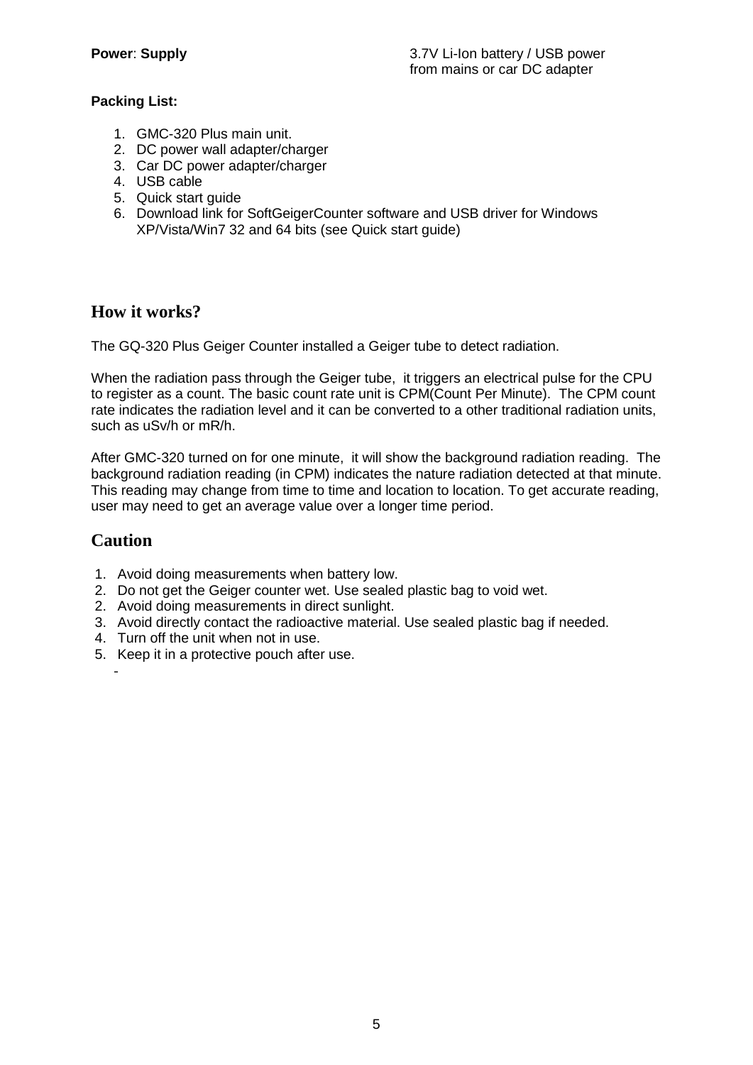**Power**: **Supply** 3.7V Li-Ion battery / USB power from mains or car DC adapter

**Packing List:**

1. GMC-320 Plus main unit.
2. DC power wall adapter/charger
3. Car DC power adapter/charger
4. USB cable
5. Quick start guide
6. Download link for SoftGeigerCounter software and USB driver for Windows XP/Vista/Win7 32 and 64 bits (see Quick start guide)

## How it works?

The GQ-320 Plus Geiger Counter installed a Geiger tube to detect radiation.

When the radiation pass through the Geiger tube, it triggers an electrical pulse for the CPU to register as a count. The basic count rate unit is CPM(Count Per Minute). The CPM count rate indicates the radiation level and it can be converted to a other traditional radiation units, such as uSv/h or mR/h.

After GMC-320 turned on for one minute, it will show the background radiation reading. The background radiation reading (in CPM) indicates the nature radiation detected at that minute. This reading may change from time to time and location to location. To get accurate reading, user may need to get an average value over a longer time period.

## Caution

1. Avoid doing measurements when battery low.
2. Do not get the Geiger counter wet. Use sealed plastic bag to void wet.
2. Avoid doing measurements in direct sunlight.
3. Avoid directly contact the radioactive material. Use sealed plastic bag if needed.
4. Turn off the unit when not in use.
5. Keep it in a protective pouch after use.

-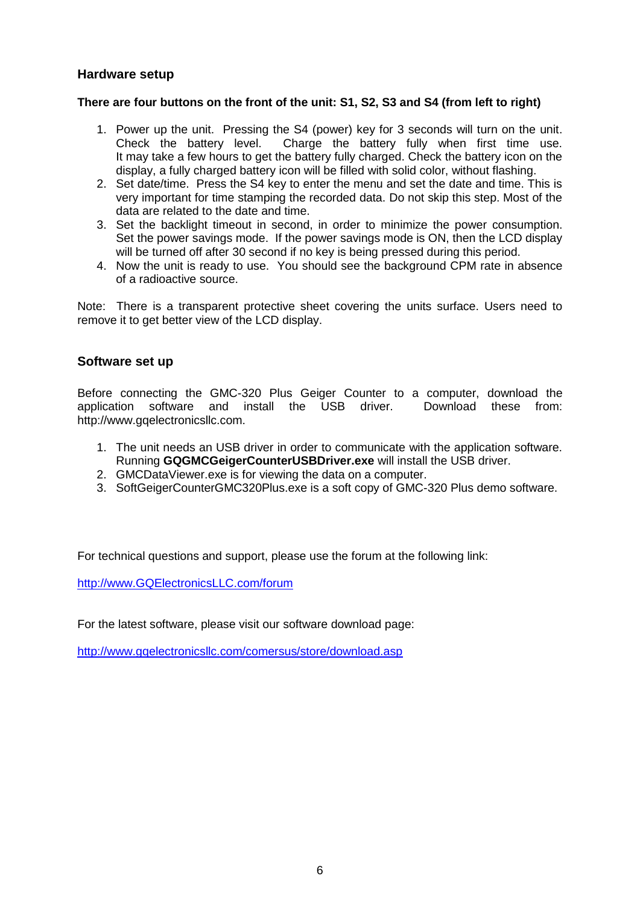## Hardware setup

**There are four buttons on the front of the unit: S1, S2, S3 and S4 (from left to right)**

1. Power up the unit. Pressing the S4 (power) key for 3 seconds will turn on the unit. Check the battery level. Charge the battery fully when first time use. It may take a few hours to get the battery fully charged. Check the battery icon on the display, a fully charged battery icon will be filled with solid color, without flashing.
2. Set date/time. Press the S4 key to enter the menu and set the date and time. This is very important for time stamping the recorded data. Do not skip this step. Most of the data are related to the date and time.
3. Set the backlight timeout in second, in order to minimize the power consumption. Set the power savings mode. If the power savings mode is ON, then the LCD display will be turned off after 30 second if no key is being pressed during this period.
4. Now the unit is ready to use. You should see the background CPM rate in absence of a radioactive source.

Note: There is a transparent protective sheet covering the units surface. Users need to remove it to get better view of the LCD display.

## Software set up

Before connecting the GMC-320 Plus Geiger Counter to a computer, download the application software and install the USB driver. Download these from: http://www.gqelectronicsllc.com.

1. The unit needs an USB driver in order to communicate with the application software. Running **GQGMCGeigerCounterUSBDriver.exe** will install the USB driver.
2. GMCDataViewer.exe is for viewing the data on a computer.
3. SoftGeigerCounterGMC320Plus.exe is a soft copy of GMC-320 Plus demo software.

For technical questions and support, please use the forum at the following link:

http://www.GQElectronicsLLC.com/forum

For the latest software, please visit our software download page:

http://www.gqelectronicsllc.com/comersus/store/download.asp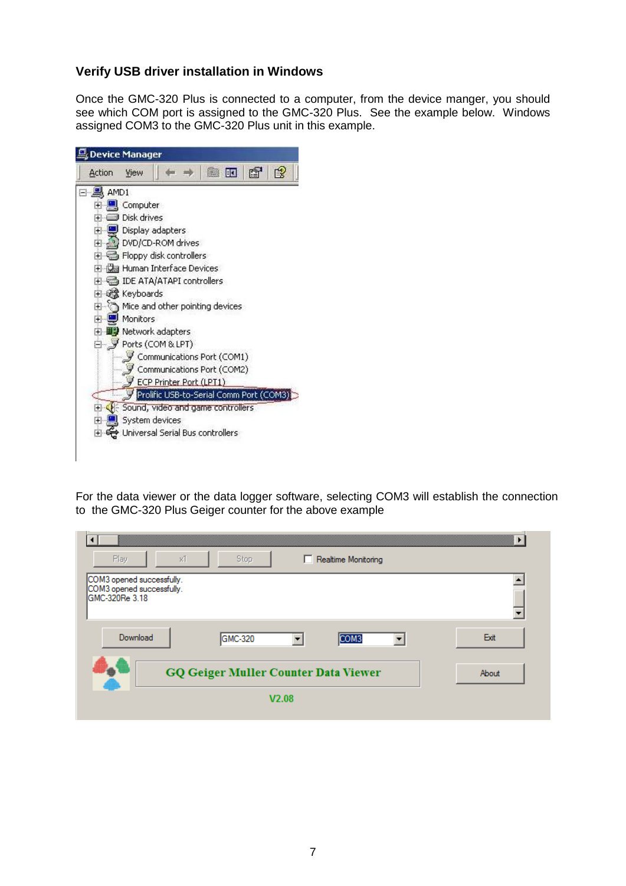### Verify USB driver installation in Windows

Once the GMC-320 Plus is connected to a computer, from the device manger, you should see which COM port is assigned to the GMC-320 Plus. See the example below. Windows assigned COM3 to the GMC-320 Plus unit in this example.

For the data viewer or the data logger software, selecting COM3 will establish the connection to the GMC-320 Plus Geiger counter for the above example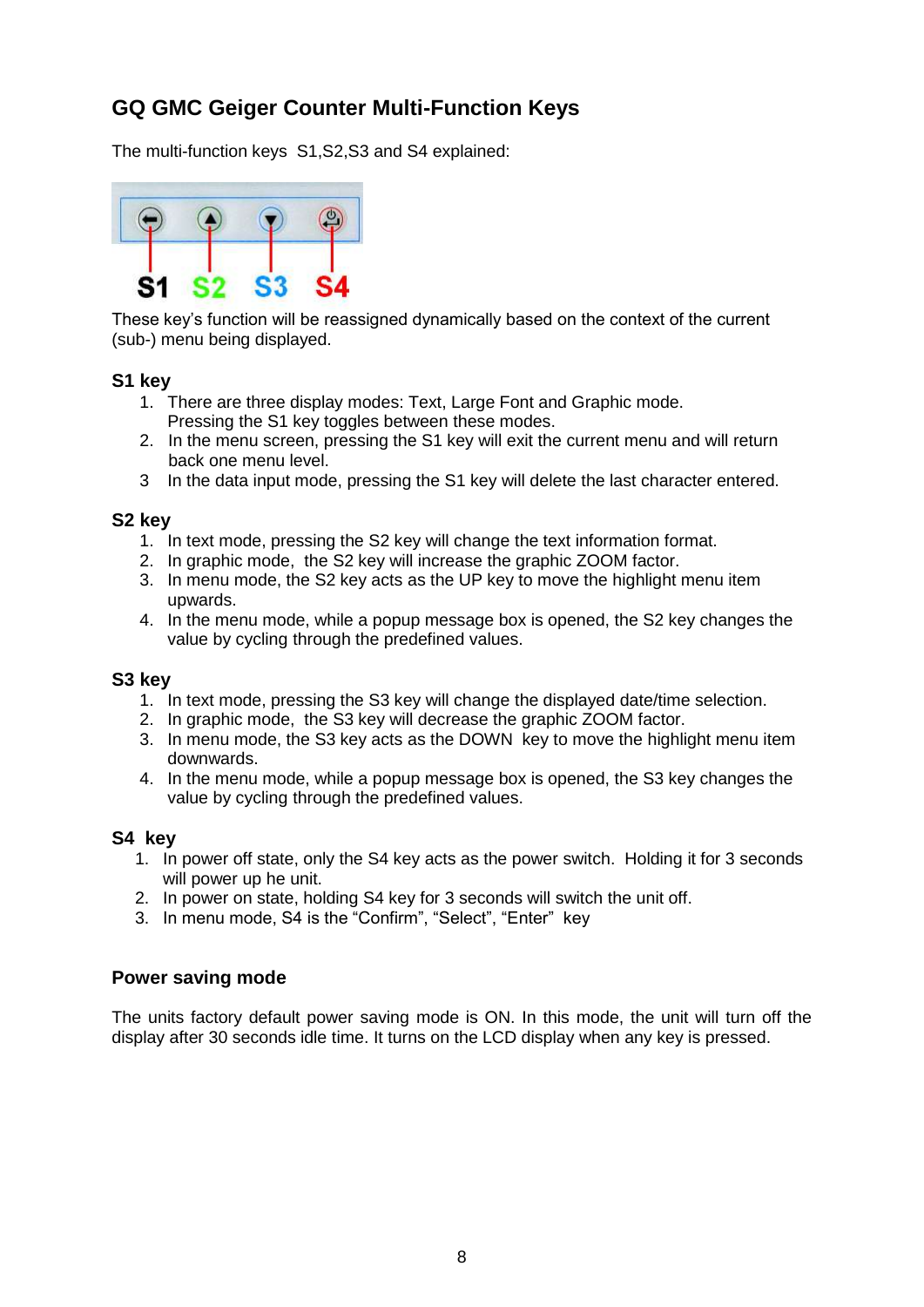## GQ GMC Geiger Counter Multi-Function Keys

The multi-function keys S1,S2,S3 and S4 explained:

S1 S2 S3 S4

These key's function will be reassigned dynamically based on the context of the current (sub-) menu being displayed.

### S1 key

1. There are three display modes: Text, Large Font and Graphic mode. Pressing the S1 key toggles between these modes.
2. In the menu screen, pressing the S1 key will exit the current menu and will return back one menu level.
3. In the data input mode, pressing the S1 key will delete the last character entered.

### S2 key

1. In text mode, pressing the S2 key will change the text information format.
2. In graphic mode, the S2 key will increase the graphic ZOOM factor.
3. In menu mode, the S2 key acts as the UP key to move the highlight menu item upwards.
4. In the menu mode, while a popup message box is opened, the S2 key changes the value by cycling through the predefined values.

### S3 key

1. In text mode, pressing the S3 key will change the displayed date/time selection.
2. In graphic mode, the S3 key will decrease the graphic ZOOM factor.
3. In menu mode, the S3 key acts as the DOWN key to move the highlight menu item downwards.
4. In the menu mode, while a popup message box is opened, the S3 key changes the value by cycling through the predefined values.

### S4 key

1. In power off state, only the S4 key acts as the power switch. Holding it for 3 seconds will power up he unit.
2. In power on state, holding S4 key for 3 seconds will switch the unit off.
3. In menu mode, S4 is the "Confirm", "Select", "Enter" key

### Power saving mode

The units factory default power saving mode is ON. In this mode, the unit will turn off the display after 30 seconds idle time. It turns on the LCD display when any key is pressed.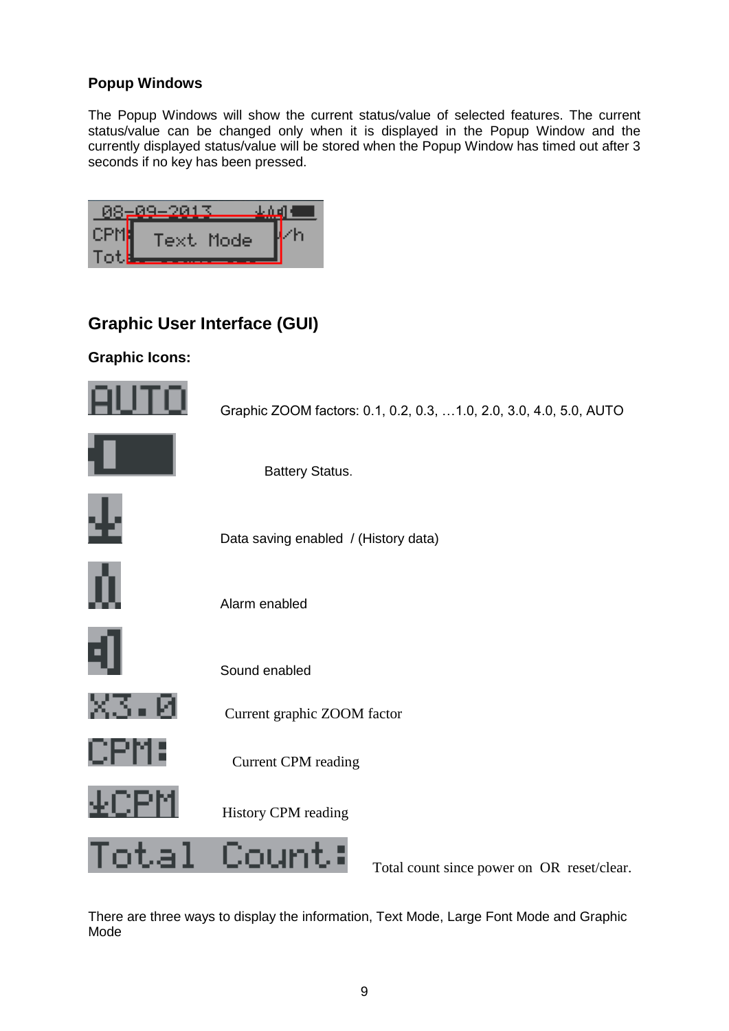### Popup Windows

The Popup Windows will show the current status/value of selected features. The current status/value can be changed only when it is displayed in the Popup Window and the currently displayed status/value will be stored when the Popup Window has timed out after 3 seconds if no key has been pressed.

## Graphic User Interface (GUI)

### Graphic Icons:

Graphic ZOOM factors: 0.1, 0.2, 0.3, …1.0, 2.0, 3.0, 4.0, 5.0, AUTO

Battery Status.

Data saving enabled / (History data)

Alarm enabled

Sound enabled

Current graphic ZOOM factor

Current CPM reading

History CPM reading

Total count since power on OR reset/clear.

There are three ways to display the information, Text Mode, Large Font Mode and Graphic Mode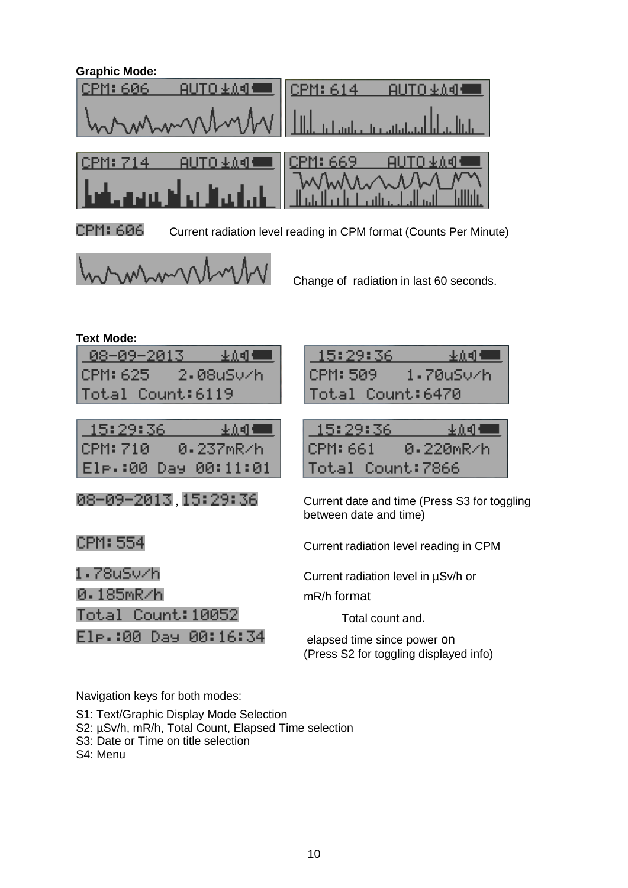**Graphic Mode:**

CPM: 606    Current radiation level reading in CPM format (Counts Per Minute)

Change of radiation in last 60 seconds.

**Text Mode:**

08-09-2013 , 15:29:36    Current date and time (Press S3 for toggling between date and time)

CPM: 554    Current radiation level reading in CPM

1.78uSv/h
0.185mR/h    Current radiation level in µSv/h or mR/h format

Total Count:10052    Total count and.

Elp.:00 Day 00:16:34    elapsed time since power on (Press S2 for toggling displayed info)

Navigation keys for both modes:

S1: Text/Graphic Display Mode Selection
S2: µSv/h, mR/h, Total Count, Elapsed Time selection
S3: Date or Time on title selection
S4: Menu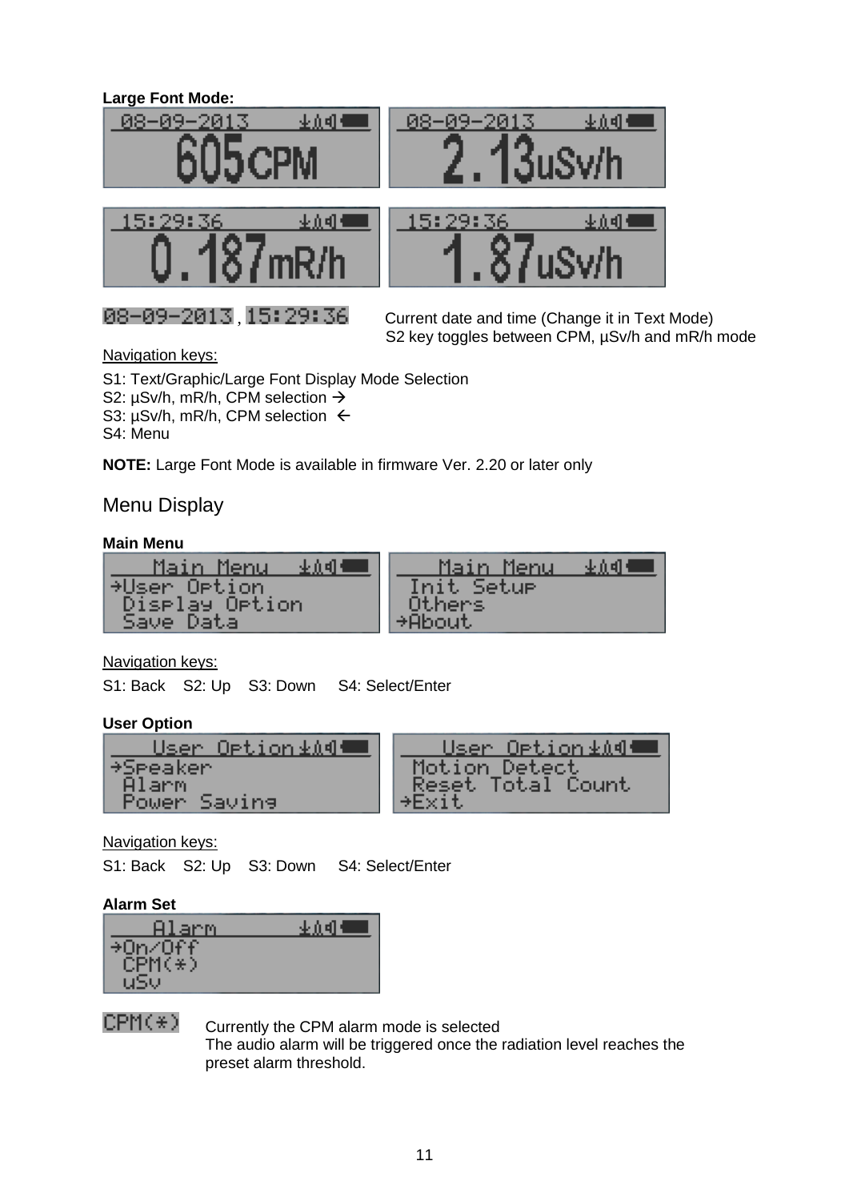**Large Font Mode:**

08-09-2013 , 15:29:36 Current date and time (Change it in Text Mode)
S2 key toggles between CPM, µSv/h and mR/h mode

Navigation keys:

S1: Text/Graphic/Large Font Display Mode Selection
S2: µSv/h, mR/h, CPM selection →
S3: µSv/h, mR/h, CPM selection ←
S4: Menu

**NOTE:** Large Font Mode is available in firmware Ver. 2.20 or later only

## Menu Display

**Main Menu**

Navigation keys:

S1: Back S2: Up S3: Down S4: Select/Enter

**User Option**

Navigation keys:

S1: Back S2: Up S3: Down S4: Select/Enter

**Alarm Set**

CPM(*) Currently the CPM alarm mode is selected
The audio alarm will be triggered once the radiation level reaches the preset alarm threshold.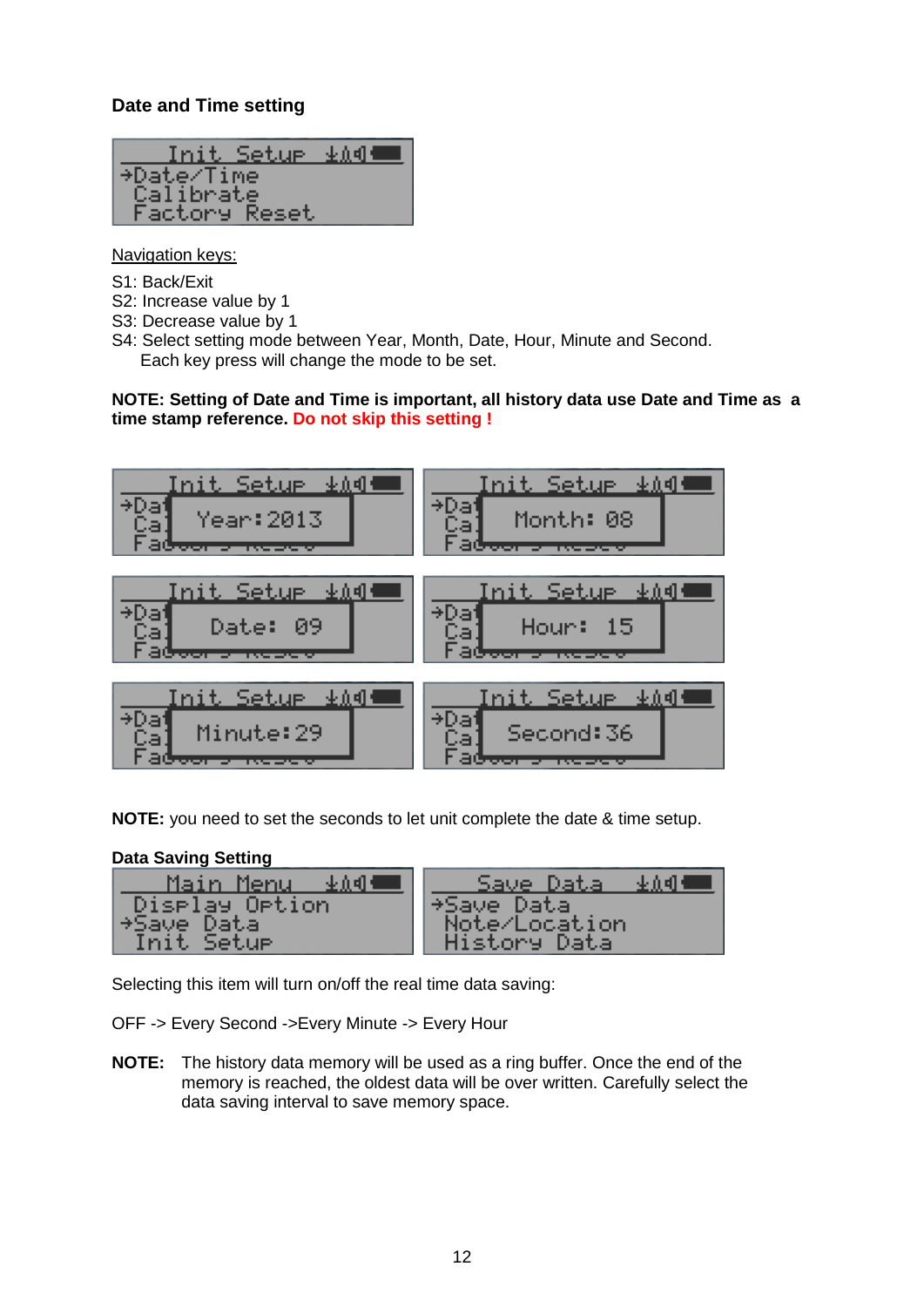### Date and Time setting

Navigation keys:

S1: Back/Exit
S2: Increase value by 1
S3: Decrease value by 1
S4: Select setting mode between Year, Month, Date, Hour, Minute and Second.
Each key press will change the mode to be set.

**NOTE: Setting of Date and Time is important, all history data use Date and Time as a time stamp reference. Do not skip this setting !**

**NOTE:** you need to set the seconds to let unit complete the date & time setup.

### Data Saving Setting

Selecting this item will turn on/off the real time data saving:

OFF -> Every Second ->Every Minute -> Every Hour

**NOTE:** The history data memory will be used as a ring buffer. Once the end of the memory is reached, the oldest data will be over written. Carefully select the data saving interval to save memory space.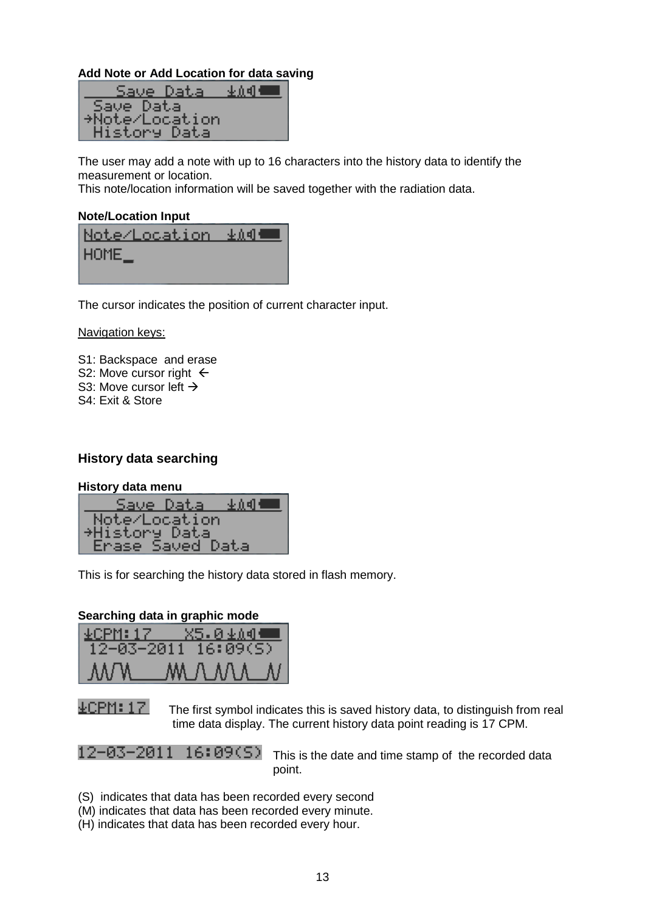**Add Note or Add Location for data saving**

```
    Save Data
 Save Data
→Note/Location
 History Data
```

The user may add a note with up to 16 characters into the history data to identify the measurement or location.
This note/location information will be saved together with the radiation data.

**Note/Location Input**

```
Note/Location
HOME_
```

The cursor indicates the position of current character input.

Navigation keys:

S1: Backspace and erase
S2: Move cursor right ←
S3: Move cursor left →
S4: Exit & Store

### History data searching

**History data menu**

```
    Save Data
 Note/Location
→History Data
 Erase Saved Data
```

This is for searching the history data stored in flash memory.

**Searching data in graphic mode**

```
CPM:17    X5.0
 12-03-2011 16:09(S)
```

CPM:17 — The first symbol indicates this is saved history data, to distinguish from real time data display. The current history data point reading is 17 CPM.

12-03-2011 16:09(S) — This is the date and time stamp of the recorded data point.

(S) indicates that data has been recorded every second
(M) indicates that data has been recorded every minute.
(H) indicates that data has been recorded every hour.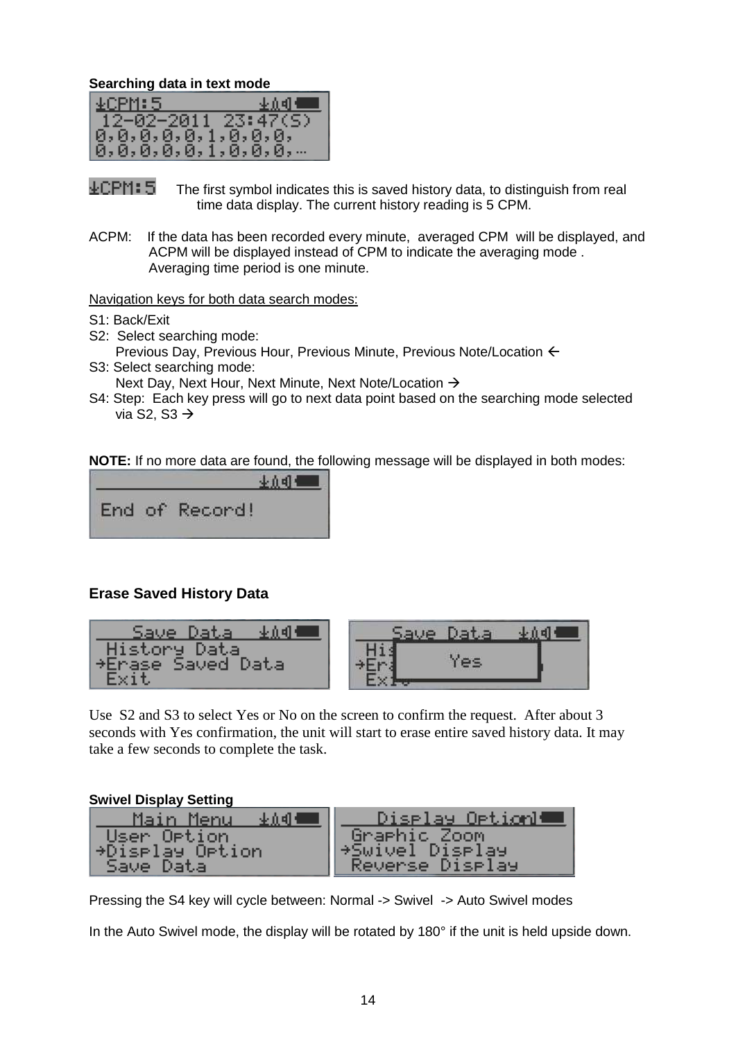**Searching data in text mode**

The first symbol indicates this is saved history data, to distinguish from real time data display. The current history reading is 5 CPM.

ACPM: If the data has been recorded every minute, averaged CPM will be displayed, and ACPM will be displayed instead of CPM to indicate the averaging mode . Averaging time period is one minute.

Navigation keys for both data search modes:

S1: Back/Exit
S2: Select searching mode:
   Previous Day, Previous Hour, Previous Minute, Previous Note/Location ←
S3: Select searching mode:
   Next Day, Next Hour, Next Minute, Next Note/Location →
S4: Step: Each key press will go to next data point based on the searching mode selected via S2, S3 →

**NOTE:** If no more data are found, the following message will be displayed in both modes:

## Erase Saved History Data

Use S2 and S3 to select Yes or No on the screen to confirm the request. After about 3 seconds with Yes confirmation, the unit will start to erase entire saved history data. It may take a few seconds to complete the task.

**Swivel Display Setting**

Pressing the S4 key will cycle between: Normal -> Swivel -> Auto Swivel modes

In the Auto Swivel mode, the display will be rotated by 180° if the unit is held upside down.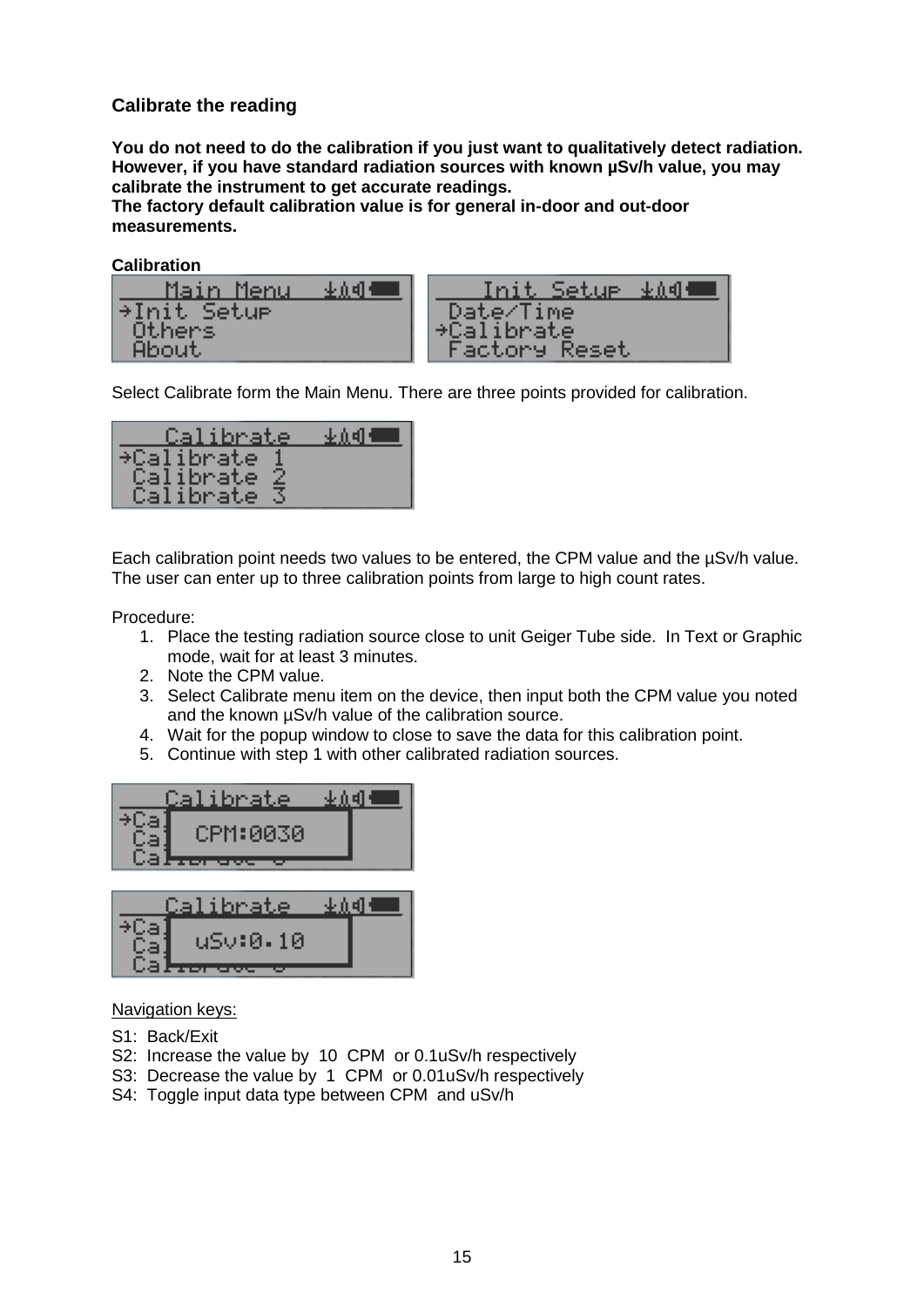### Calibrate the reading

**You do not need to do the calibration if you just want to qualitatively detect radiation. However, if you have standard radiation sources with known µSv/h value, you may calibrate the instrument to get accurate readings.**
**The factory default calibration value is for general in-door and out-door measurements.**

**Calibration**

Select Calibrate form the Main Menu. There are three points provided for calibration.

Each calibration point needs two values to be entered, the CPM value and the µSv/h value. The user can enter up to three calibration points from large to high count rates.

Procedure:

1. Place the testing radiation source close to unit Geiger Tube side. In Text or Graphic mode, wait for at least 3 minutes.
2. Note the CPM value.
3. Select Calibrate menu item on the device, then input both the CPM value you noted and the known µSv/h value of the calibration source.
4. Wait for the popup window to close to save the data for this calibration point.
5. Continue with step 1 with other calibrated radiation sources.

Navigation keys:

- S1: Back/Exit
- S2: Increase the value by 10 CPM or 0.1uSv/h respectively
- S3: Decrease the value by 1 CPM or 0.01uSv/h respectively
- S4: Toggle input data type between CPM and uSv/h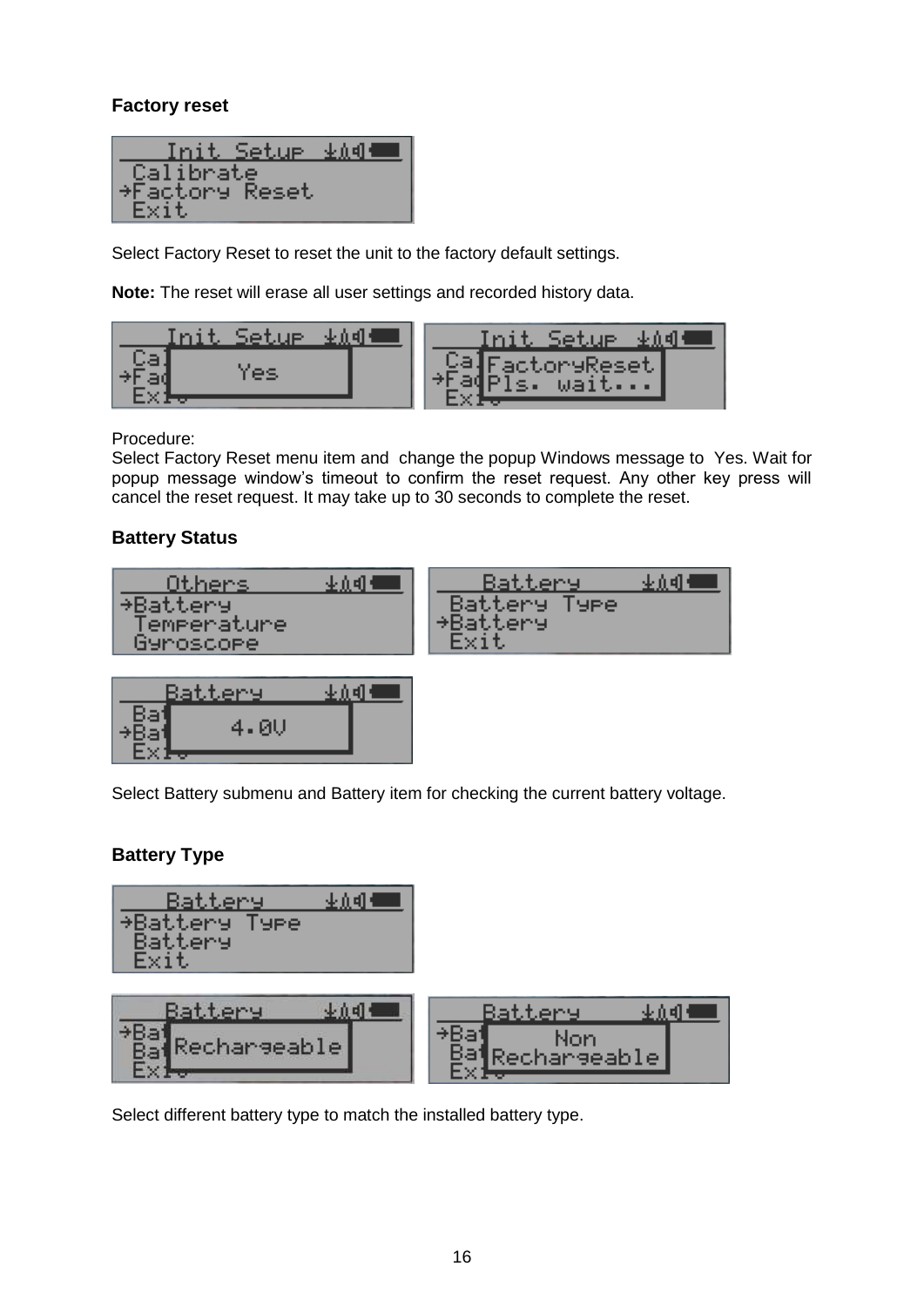## Factory reset

Select Factory Reset to reset the unit to the factory default settings.

**Note:** The reset will erase all user settings and recorded history data.

Procedure:
Select Factory Reset menu item and change the popup Windows message to Yes. Wait for popup message window's timeout to confirm the reset request. Any other key press will cancel the reset request. It may take up to 30 seconds to complete the reset.

## Battery Status

Select Battery submenu and Battery item for checking the current battery voltage.

## Battery Type

Select different battery type to match the installed battery type.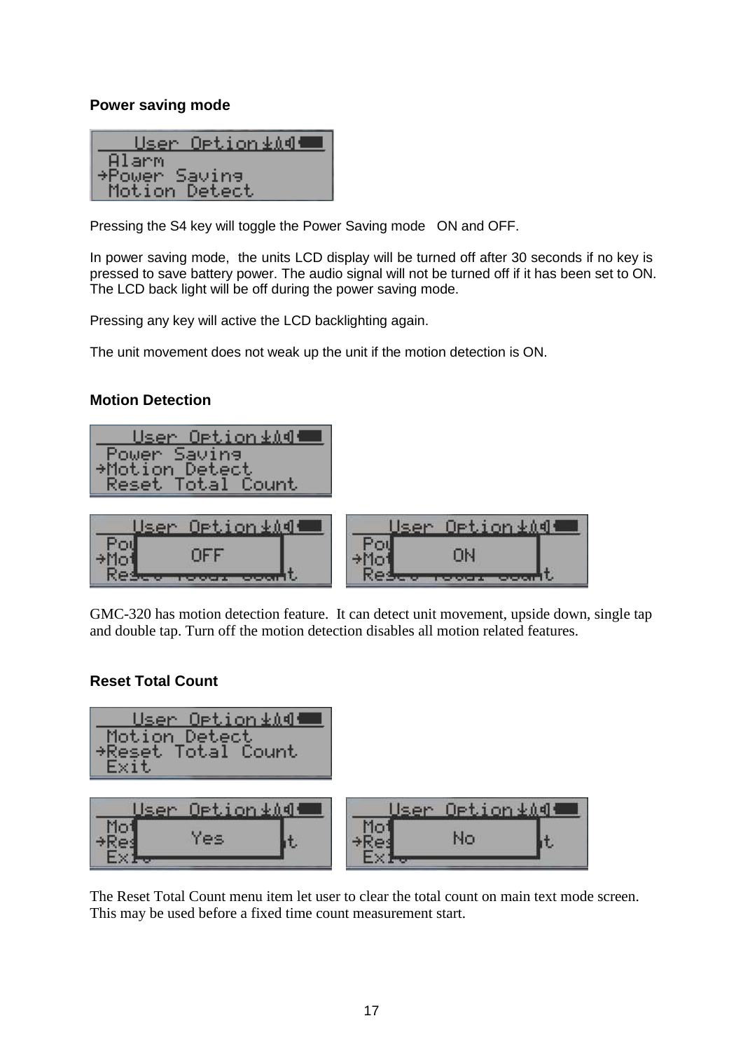### Power saving mode

Pressing the S4 key will toggle the Power Saving mode ON and OFF.

In power saving mode, the units LCD display will be turned off after 30 seconds if no key is pressed to save battery power. The audio signal will not be turned off if it has been set to ON. The LCD back light will be off during the power saving mode.

Pressing any key will active the LCD backlighting again.

The unit movement does not weak up the unit if the motion detection is ON.

### Motion Detection

GMC-320 has motion detection feature. It can detect unit movement, upside down, single tap and double tap. Turn off the motion detection disables all motion related features.

### Reset Total Count

The Reset Total Count menu item let user to clear the total count on main text mode screen. This may be used before a fixed time count measurement start.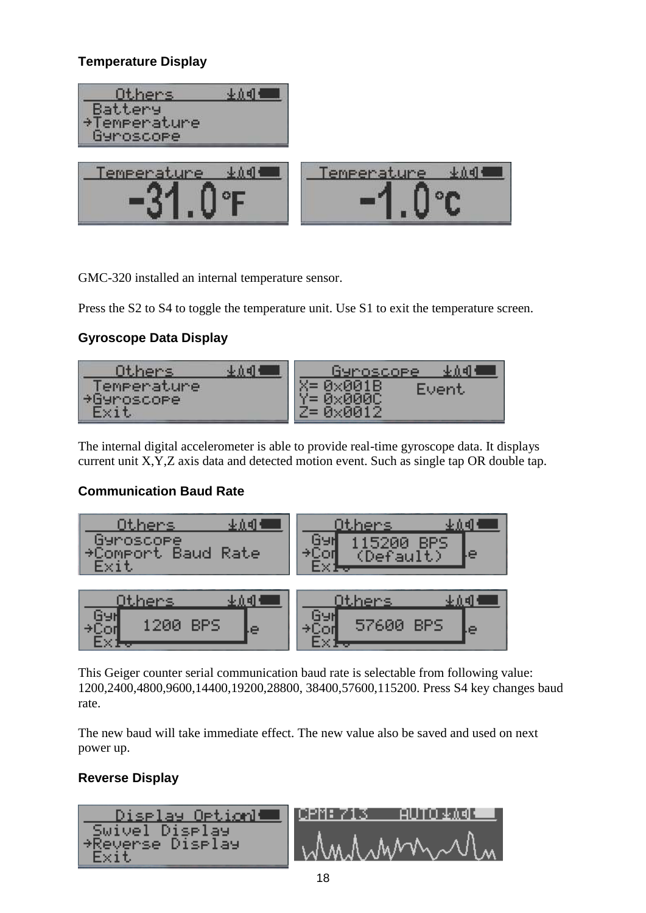### Temperature Display

GMC-320 installed an internal temperature sensor.

Press the S2 to S4 to toggle the temperature unit. Use S1 to exit the temperature screen.

### Gyroscope Data Display

The internal digital accelerometer is able to provide real-time gyroscope data. It displays current unit X,Y,Z axis data and detected motion event. Such as single tap OR double tap.

### Communication Baud Rate

This Geiger counter serial communication baud rate is selectable from following value: 1200,2400,4800,9600,14400,19200,28800, 38400,57600,115200. Press S4 key changes baud rate.

The new baud will take immediate effect. The new value also be saved and used on next power up.

### Reverse Display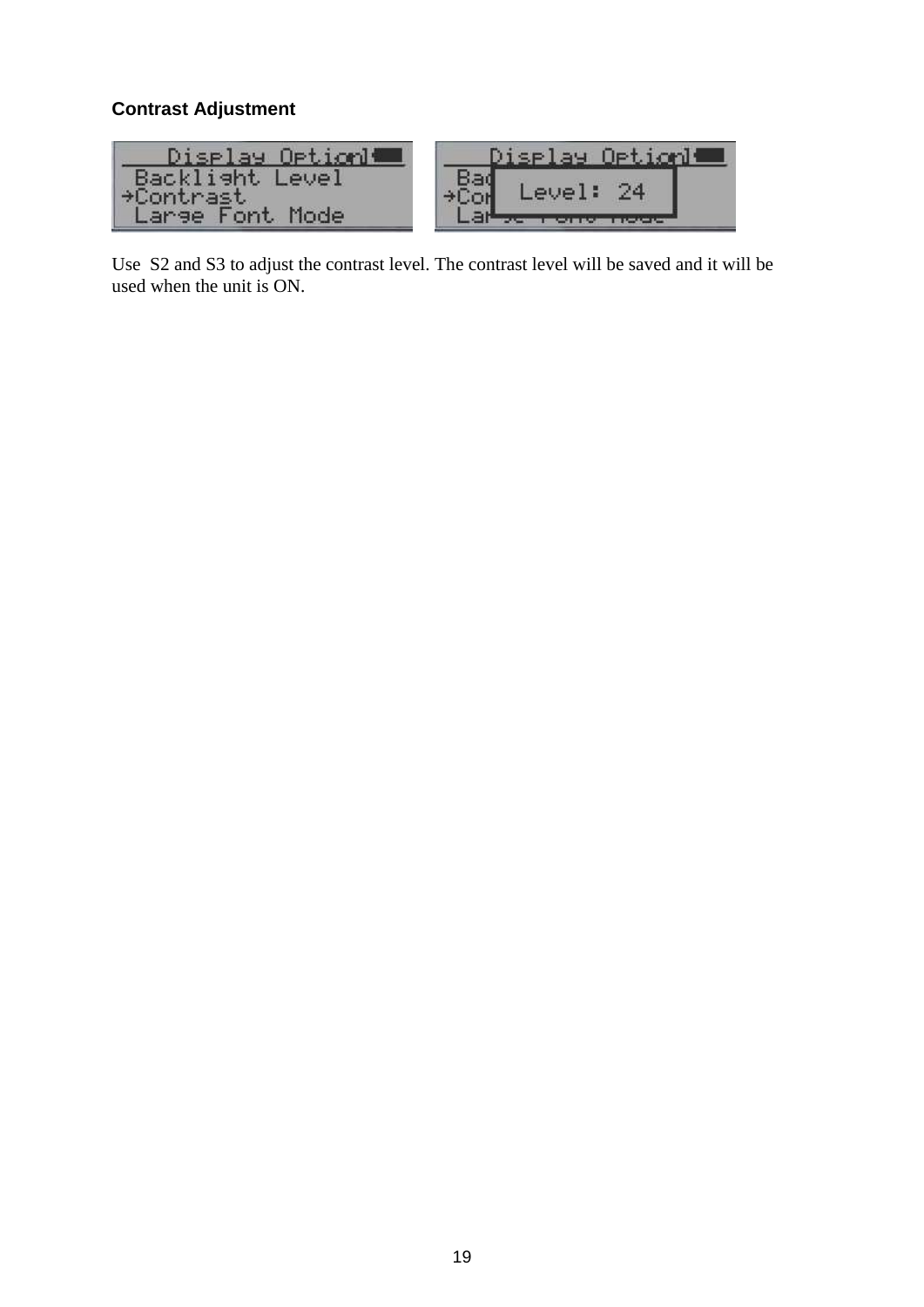## Contrast Adjustment

Use S2 and S3 to adjust the contrast level. The contrast level will be saved and it will be used when the unit is ON.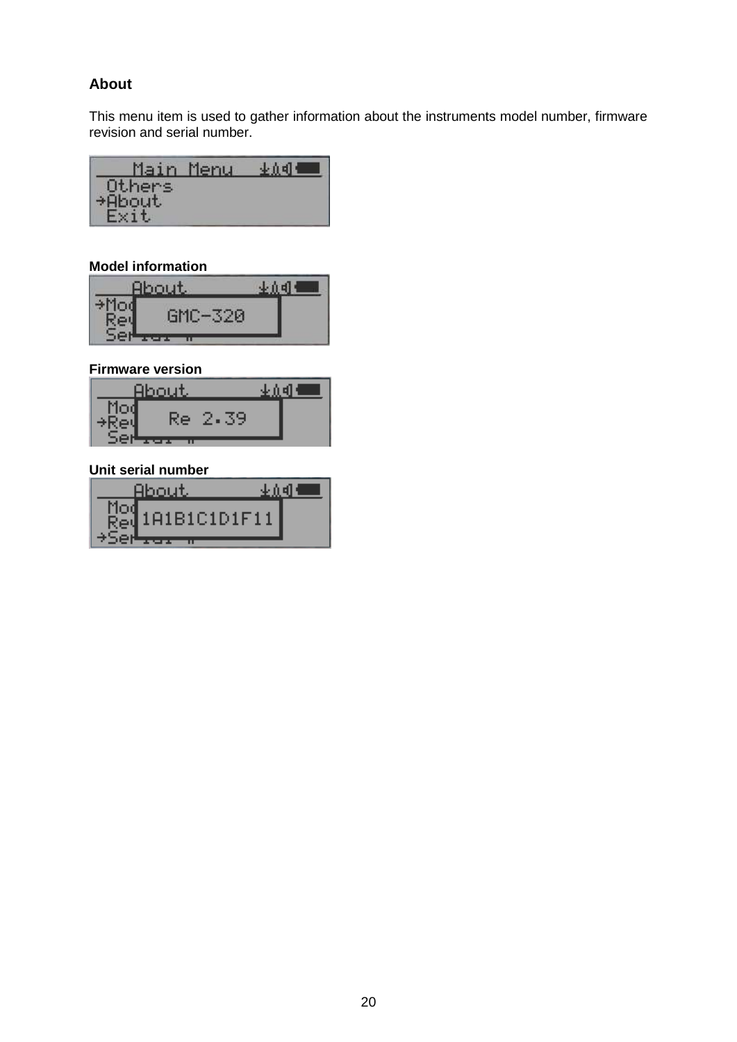## About

This menu item is used to gather information about the instruments model number, firmware revision and serial number.

**Model information**

**Firmware version**

**Unit serial number**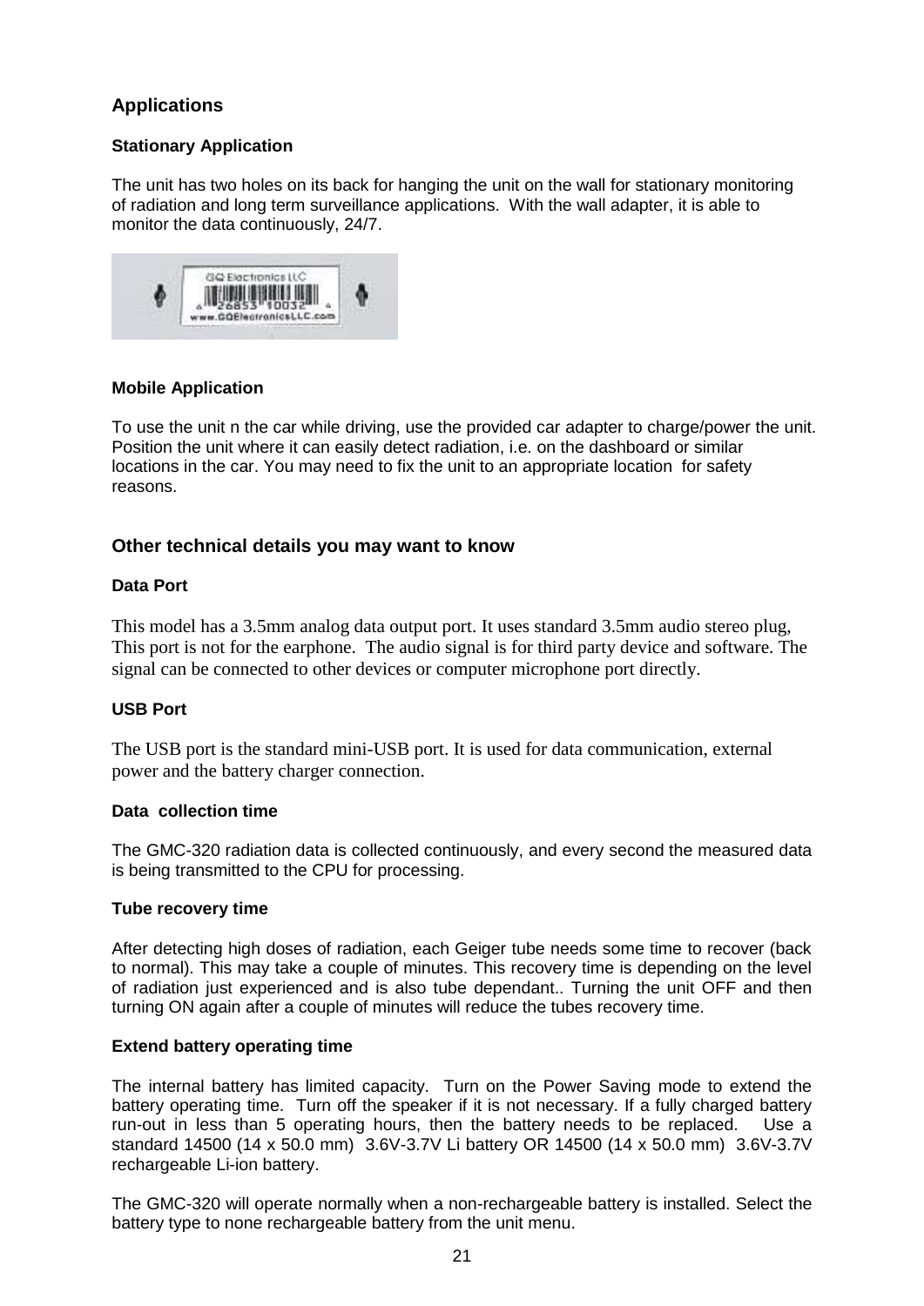## Applications

### Stationary Application

The unit has two holes on its back for hanging the unit on the wall for stationary monitoring of radiation and long term surveillance applications. With the wall adapter, it is able to monitor the data continuously, 24/7.

### Mobile Application

To use the unit n the car while driving, use the provided car adapter to charge/power the unit. Position the unit where it can easily detect radiation, i.e. on the dashboard or similar locations in the car. You may need to fix the unit to an appropriate location for safety reasons.

## Other technical details you may want to know

### Data Port

This model has a 3.5mm analog data output port. It uses standard 3.5mm audio stereo plug, This port is not for the earphone. The audio signal is for third party device and software. The signal can be connected to other devices or computer microphone port directly.

### USB Port

The USB port is the standard mini-USB port. It is used for data communication, external power and the battery charger connection.

### Data collection time

The GMC-320 radiation data is collected continuously, and every second the measured data is being transmitted to the CPU for processing.

### Tube recovery time

After detecting high doses of radiation, each Geiger tube needs some time to recover (back to normal). This may take a couple of minutes. This recovery time is depending on the level of radiation just experienced and is also tube dependant.. Turning the unit OFF and then turning ON again after a couple of minutes will reduce the tubes recovery time.

### Extend battery operating time

The internal battery has limited capacity. Turn on the Power Saving mode to extend the battery operating time. Turn off the speaker if it is not necessary. If a fully charged battery run-out in less than 5 operating hours, then the battery needs to be replaced. Use a standard 14500 (14 x 50.0 mm) 3.6V-3.7V Li battery OR 14500 (14 x 50.0 mm) 3.6V-3.7V rechargeable Li-ion battery.

The GMC-320 will operate normally when a non-rechargeable battery is installed. Select the battery type to none rechargeable battery from the unit menu.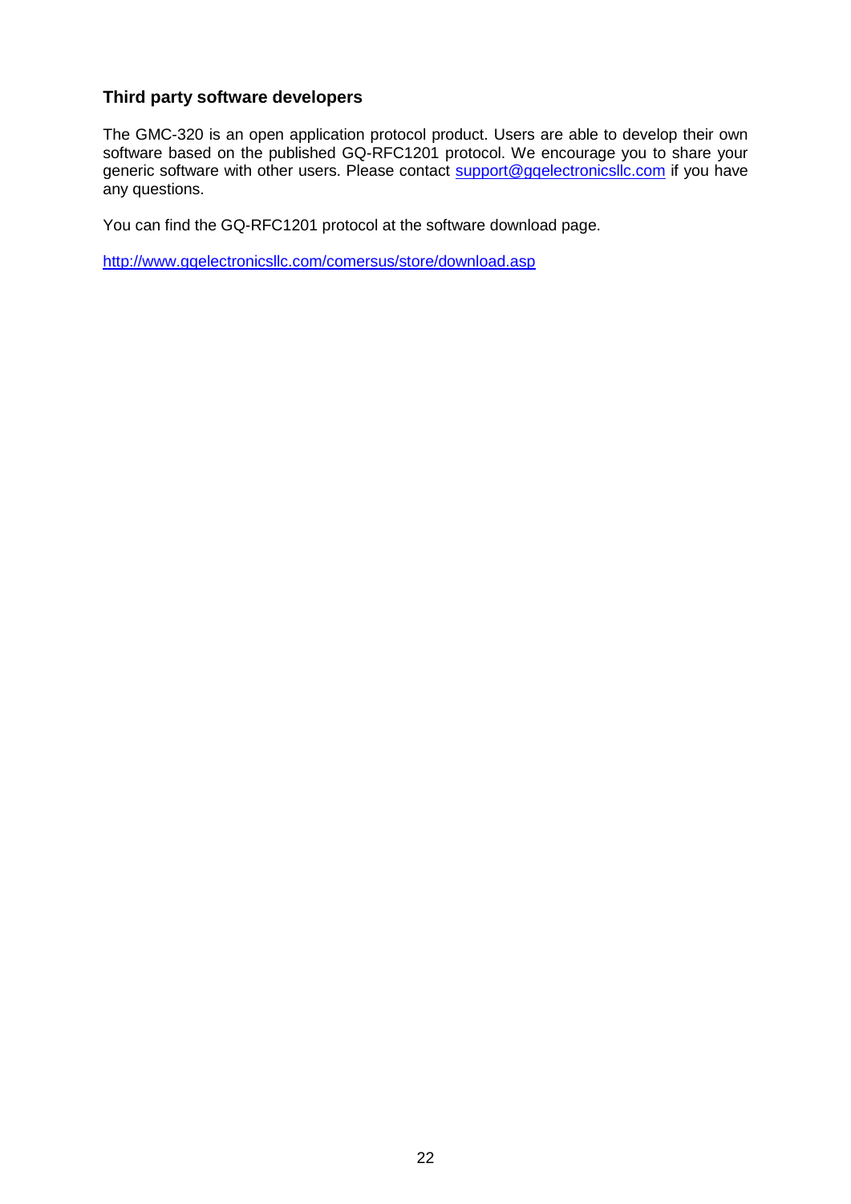### Third party software developers

The GMC-320 is an open application protocol product. Users are able to develop their own software based on the published GQ-RFC1201 protocol. We encourage you to share your generic software with other users. Please contact support@gqelectronicsllc.com if you have any questions.

You can find the GQ-RFC1201 protocol at the software download page.

http://www.gqelectronicsllc.com/comersus/store/download.asp